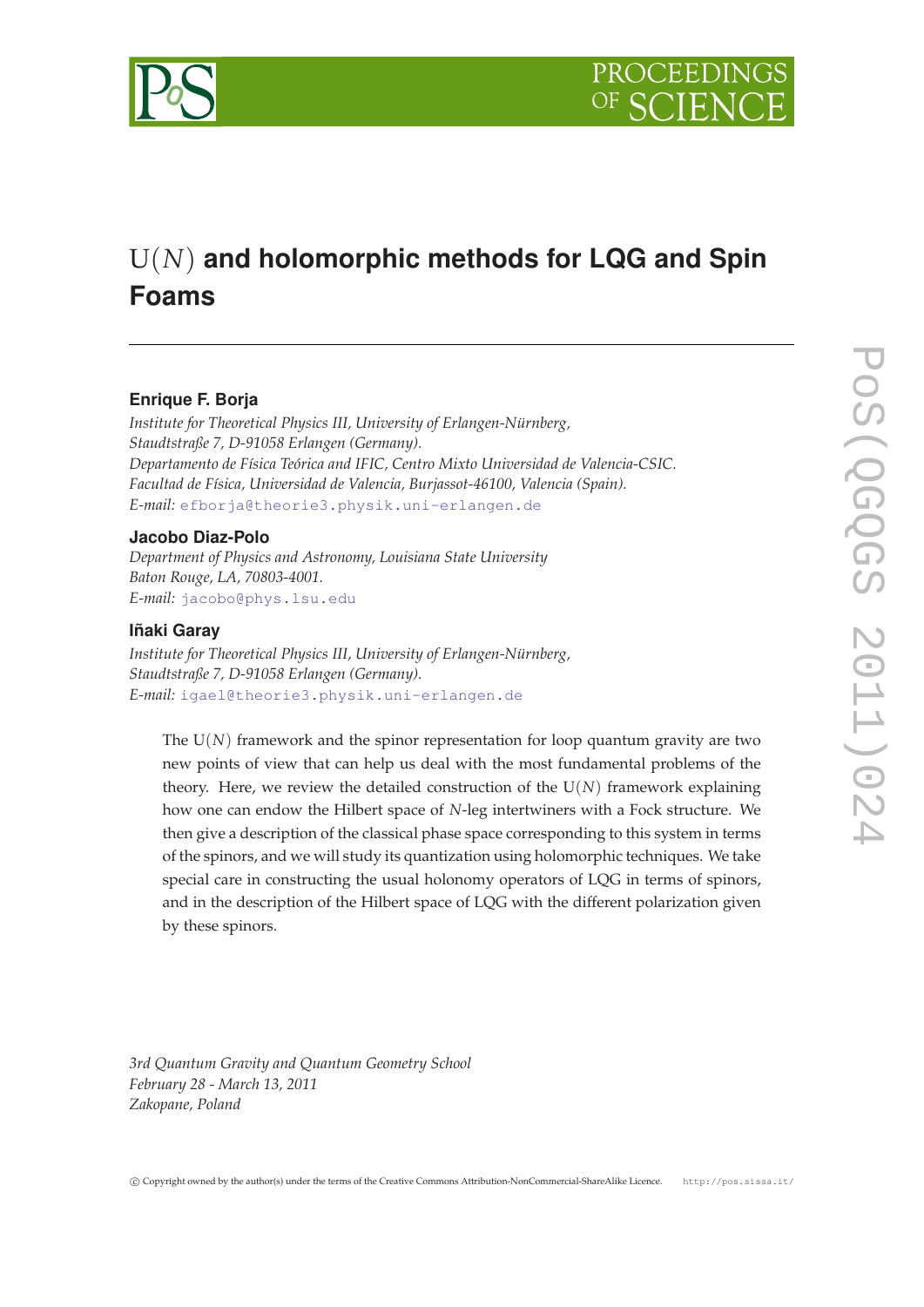# $\mathrm{U}(N)$ and holomorphic methods for LQG and Spin Foams

**Enrique F. Borja**

*Institute for Theoretical Physics III, University of Erlangen-Nürnberg, Staudtstraße 7, D-91058 Erlangen (Germany).*
*Departamento de Física Teórica and IFIC, Centro Mixto Universidad de Valencia-CSIC. Facultad de Física, Universidad de Valencia, Burjassot-46100, Valencia (Spain).*
*E-mail:* efborja@theorie3.physik.uni-erlangen.de

**Jacobo Diaz-Polo**

*Department of Physics and Astronomy, Louisiana State University Baton Rouge, LA, 70803-4001.*
*E-mail:* jacobo@phys.lsu.edu

**Iñaki Garay**

*Institute for Theoretical Physics III, University of Erlangen-Nürnberg, Staudtstraße 7, D-91058 Erlangen (Germany).*
*E-mail:* igael@theorie3.physik.uni-erlangen.de

The $\mathrm{U}(N)$ framework and the spinor representation for loop quantum gravity are two new points of view that can help us deal with the most fundamental problems of the theory. Here, we review the detailed construction of the $\mathrm{U}(N)$ framework explaining how one can endow the Hilbert space of $N$-leg intertwiners with a Fock structure. We then give a description of the classical phase space corresponding to this system in terms of the spinors, and we will study its quantization using holomorphic techniques. We take special care in constructing the usual holonomy operators of LQG in terms of spinors, and in the description of the Hilbert space of LQG with the different polarization given by these spinors.

*3rd Quantum Gravity and Quantum Geometry School*
*February 28 - March 13, 2011*
*Zakopane, Poland*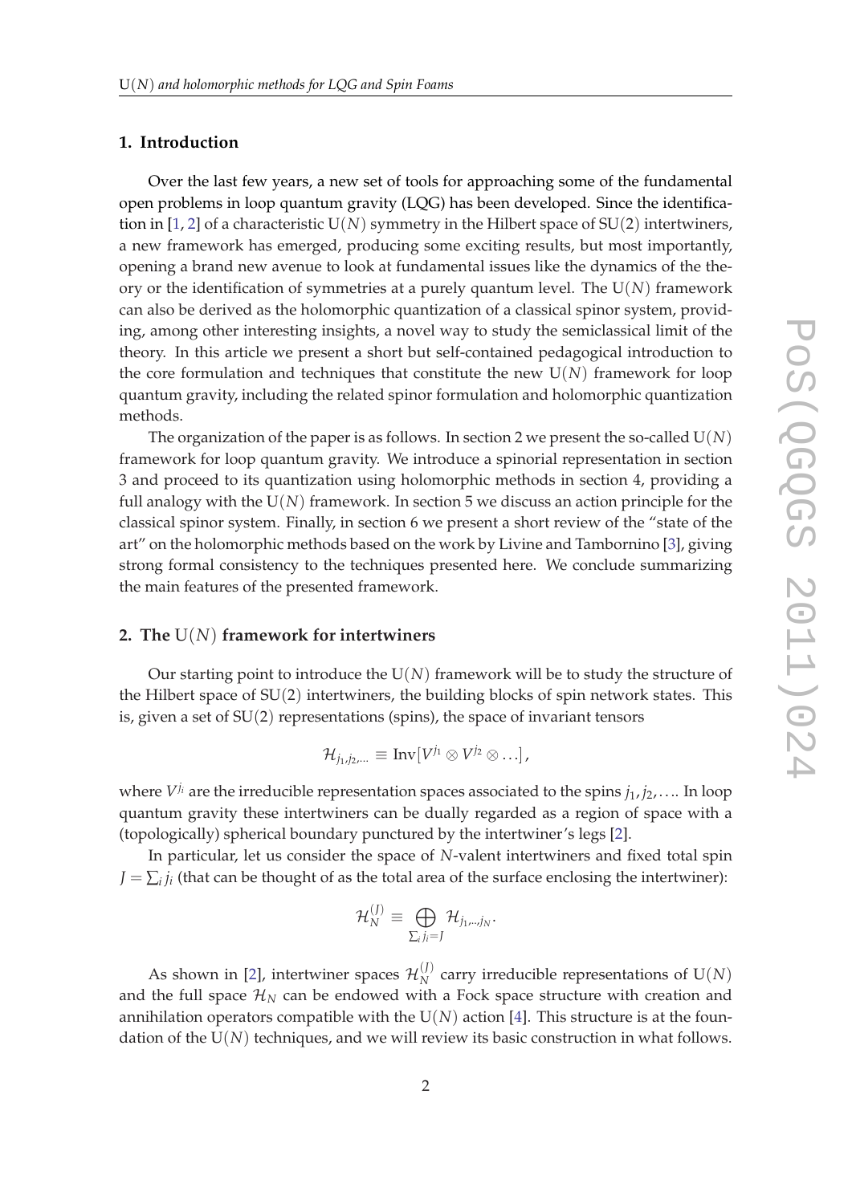## 1. Introduction

Over the last few years, a new set of tools for approaching some of the fundamental open problems in loop quantum gravity (LQG) has been developed. Since the identification in [1, 2] of a characteristic $\mathrm{U}(N)$ symmetry in the Hilbert space of $\mathrm{SU}(2)$ intertwiners, a new framework has emerged, producing some exciting results, but most importantly, opening a brand new avenue to look at fundamental issues like the dynamics of the theory or the identification of symmetries at a purely quantum level. The $\mathrm{U}(N)$ framework can also be derived as the holomorphic quantization of a classical spinor system, providing, among other interesting insights, a novel way to study the semiclassical limit of the theory. In this article we present a short but self-contained pedagogical introduction to the core formulation and techniques that constitute the new $\mathrm{U}(N)$ framework for loop quantum gravity, including the related spinor formulation and holomorphic quantization methods.

The organization of the paper is as follows. In section 2 we present the so-called $\mathrm{U}(N)$ framework for loop quantum gravity. We introduce a spinorial representation in section 3 and proceed to its quantization using holomorphic methods in section 4, providing a full analogy with the $\mathrm{U}(N)$ framework. In section 5 we discuss an action principle for the classical spinor system. Finally, in section 6 we present a short review of the "state of the art" on the holomorphic methods based on the work by Livine and Tambornino [3], giving strong formal consistency to the techniques presented here. We conclude summarizing the main features of the presented framework.

## 2. The $\mathrm{U}(N)$ framework for intertwiners

Our starting point to introduce the $\mathrm{U}(N)$ framework will be to study the structure of the Hilbert space of $\mathrm{SU}(2)$ intertwiners, the building blocks of spin network states. This is, given a set of $\mathrm{SU}(2)$ representations (spins), the space of invariant tensors

$$\mathcal{H}_{j_1,j_2,\ldots} \equiv \mathrm{Inv}[V^{j_1} \otimes V^{j_2} \otimes \ldots],$$

where $V^{j_i}$ are the irreducible representation spaces associated to the spins $j_1, j_2, \ldots$. In loop quantum gravity these intertwiners can be dually regarded as a region of space with a (topologically) spherical boundary punctured by the intertwiner's legs [2].

In particular, let us consider the space of $N$-valent intertwiners and fixed total spin $J = \sum_i j_i$ (that can be thought of as the total area of the surface enclosing the intertwiner):

$$\mathcal{H}_N^{(J)} \equiv \bigoplus_{\sum_i j_i = J} \mathcal{H}_{j_1,\ldots,j_N}.$$

As shown in [2], intertwiner spaces $\mathcal{H}_N^{(J)}$ carry irreducible representations of $\mathrm{U}(N)$ and the full space $\mathcal{H}_N$ can be endowed with a Fock space structure with creation and annihilation operators compatible with the $\mathrm{U}(N)$ action [4]. This structure is at the foundation of the $\mathrm{U}(N)$ techniques, and we will review its basic construction in what follows.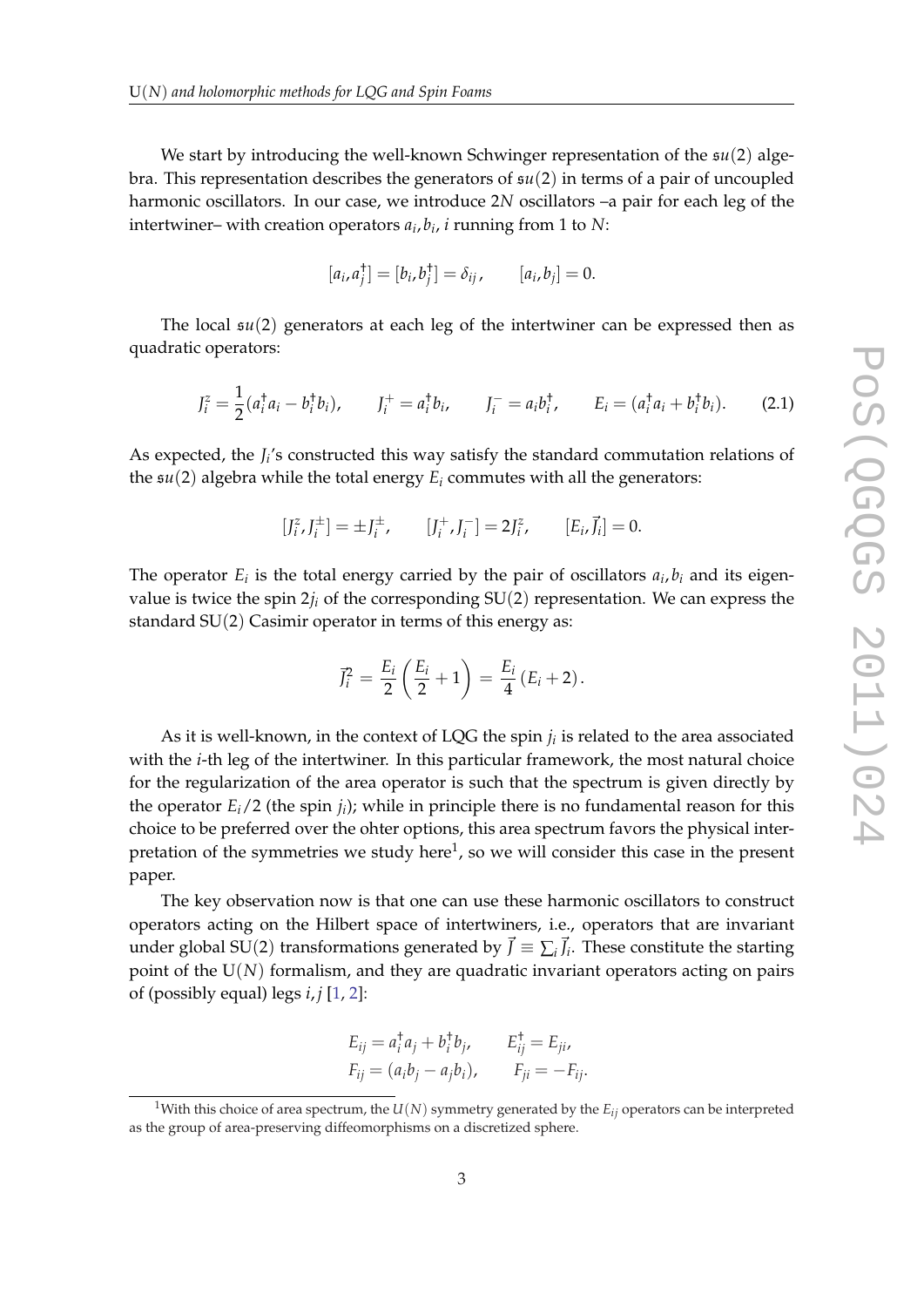We start by introducing the well-known Schwinger representation of the $\mathfrak{su}(2)$ algebra. This representation describes the generators of $\mathfrak{su}(2)$ in terms of a pair of uncoupled harmonic oscillators. In our case, we introduce $2N$ oscillators –a pair for each leg of the intertwiner– with creation operators $a_i, b_i$, $i$ running from 1 to $N$:

$$[a_i, a_j^\dagger] = [b_i, b_j^\dagger] = \delta_{ij}, \qquad [a_i, b_j] = 0.$$

The local $\mathfrak{su}(2)$ generators at each leg of the intertwiner can be expressed then as quadratic operators:

$$J_i^z = \frac{1}{2}(a_i^\dagger a_i - b_i^\dagger b_i), \qquad J_i^+ = a_i^\dagger b_i, \qquad J_i^- = a_i b_i^\dagger, \qquad E_i = (a_i^\dagger a_i + b_i^\dagger b_i). \tag{2.1}$$

As expected, the $J_i$'s constructed this way satisfy the standard commutation relations of the $\mathfrak{su}(2)$ algebra while the total energy $E_i$ commutes with all the generators:

$$[J_i^z, J_i^\pm] = \pm J_i^\pm, \qquad [J_i^+, J_i^-] = 2J_i^z, \qquad [E_i, \vec{J}_i] = 0.$$

The operator $E_i$ is the total energy carried by the pair of oscillators $a_i, b_i$ and its eigenvalue is twice the spin $2j_i$ of the corresponding $\mathrm{SU}(2)$ representation. We can express the standard $\mathrm{SU}(2)$ Casimir operator in terms of this energy as:

$$\vec{J}_i^2 = \frac{E_i}{2}\left(\frac{E_i}{2} + 1\right) = \frac{E_i}{4}\left(E_i + 2\right).$$

As it is well-known, in the context of LQG the spin $j_i$ is related to the area associated with the $i$-th leg of the intertwiner. In this particular framework, the most natural choice for the regularization of the area operator is such that the spectrum is given directly by the operator $E_i/2$ (the spin $j_i$); while in principle there is no fundamental reason for this choice to be preferred over the ohter options, this area spectrum favors the physical interpretation of the symmetries we study here[1], so we will consider this case in the present paper.

The key observation now is that one can use these harmonic oscillators to construct operators acting on the Hilbert space of intertwiners, i.e., operators that are invariant under global $\mathrm{SU}(2)$ transformations generated by $\vec{J} \equiv \sum_i \vec{J}_i$. These constitute the starting point of the $\mathrm{U}(N)$ formalism, and they are quadratic invariant operators acting on pairs of (possibly equal) legs $i, j$ [1, 2]:

$$\begin{aligned} E_{ij} &= a_i^\dagger a_j + b_i^\dagger b_j, \qquad & E_{ij}^\dagger &= E_{ji}, \\ F_{ij} &= (a_i b_j - a_j b_i), \qquad & F_{ji} &= -F_{ij}. \end{aligned}$$

[1] With this choice of area spectrum, the $U(N)$ symmetry generated by the $E_{ij}$ operators can be interpreted as the group of area-preserving diffeomorphisms on a discretized sphere.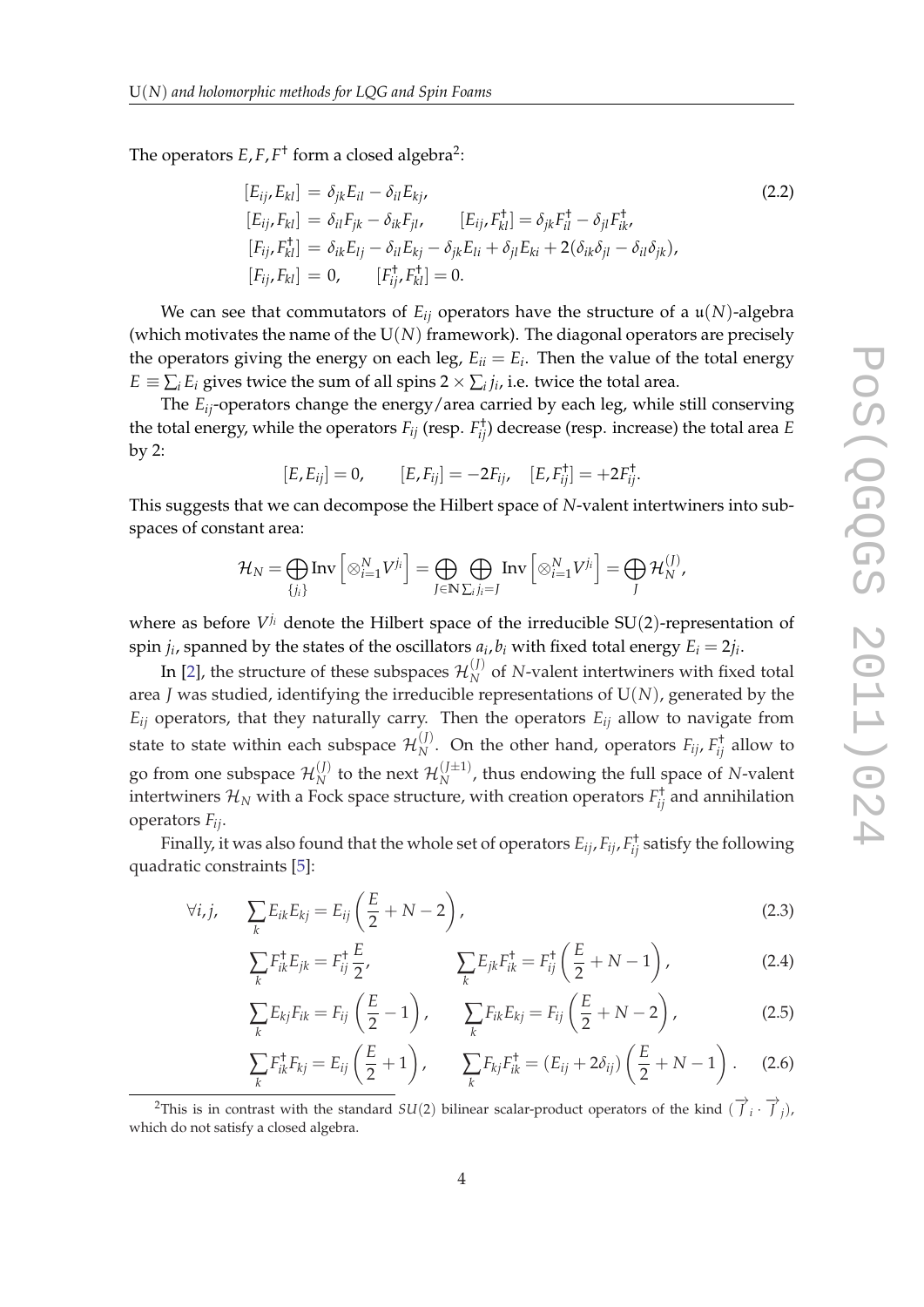The operators $E, F, F^\dagger$ form a closed algebra[2]:

$$
\begin{aligned}
[E_{ij}, E_{kl}] &= \delta_{jk} E_{il} - \delta_{il} E_{kj}, \\
[E_{ij}, F_{kl}] &= \delta_{il} F_{jk} - \delta_{ik} F_{jl}, \qquad [E_{ij}, F^\dagger_{kl}] = \delta_{jk} F^\dagger_{il} - \delta_{jl} F^\dagger_{ik}, \\
[F_{ij}, F^\dagger_{kl}] &= \delta_{ik} E_{lj} - \delta_{il} E_{kj} - \delta_{jk} E_{li} + \delta_{jl} E_{ki} + 2(\delta_{ik}\delta_{jl} - \delta_{il}\delta_{jk}), \\
[F_{ij}, F_{kl}] &= 0, \qquad [F^\dagger_{ij}, F^\dagger_{kl}] = 0.
\end{aligned}
\tag{2.2}
$$

We can see that commutators of $E_{ij}$ operators have the structure of a $\mathfrak{u}(N)$-algebra (which motivates the name of the $\mathrm{U}(N)$ framework). The diagonal operators are precisely the operators giving the energy on each leg, $E_{ii} = E_i$. Then the value of the total energy $E \equiv \sum_i E_i$ gives twice the sum of all spins $2 \times \sum_i j_i$, i.e. twice the total area.

The $E_{ij}$-operators change the energy/area carried by each leg, while still conserving the total energy, while the operators $F_{ij}$ (resp. $F^\dagger_{ij}$) decrease (resp. increase) the total area $E$ by 2:

$$
[E, E_{ij}] = 0, \qquad [E, F_{ij}] = -2F_{ij}, \quad [E, F^\dagger_{ij}] = +2F^\dagger_{ij}.
$$

This suggests that we can decompose the Hilbert space of $N$-valent intertwiners into subspaces of constant area:

$$
\mathcal{H}_N = \bigoplus_{\{j_i\}} \mathrm{Inv}\left[\otimes_{i=1}^N V^{j_i}\right] = \bigoplus_{J \in \mathbb{N}} \bigoplus_{\sum_i j_i = J} \mathrm{Inv}\left[\otimes_{i=1}^N V^{j_i}\right] = \bigoplus_J \mathcal{H}_N^{(J)},
$$

where as before $V^{j_i}$ denote the Hilbert space of the irreducible $\mathrm{SU}(2)$-representation of spin $j_i$, spanned by the states of the oscillators $a_i, b_i$ with fixed total energy $E_i = 2j_i$.

In [2], the structure of these subspaces $\mathcal{H}_N^{(J)}$ of $N$-valent intertwiners with fixed total area $J$ was studied, identifying the irreducible representations of $\mathrm{U}(N)$, generated by the $E_{ij}$ operators, that they naturally carry. Then the operators $E_{ij}$ allow to navigate from state to state within each subspace $\mathcal{H}_N^{(J)}$. On the other hand, operators $F_{ij}, F^\dagger_{ij}$ allow to go from one subspace $\mathcal{H}_N^{(J)}$ to the next $\mathcal{H}_N^{(J\pm 1)}$, thus endowing the full space of $N$-valent intertwiners $\mathcal{H}_N$ with a Fock space structure, with creation operators $F^\dagger_{ij}$ and annihilation operators $F_{ij}$.

Finally, it was also found that the whole set of operators $E_{ij}, F_{ij}, F^\dagger_{ij}$ satisfy the following quadratic constraints [5]:

$$
\forall i, j, \qquad \sum_k E_{ik} E_{kj} = E_{ij} \left(\frac{E}{2} + N - 2\right), \tag{2.3}
$$

$$
\sum_k F^\dagger_{ik} E_{jk} = F^\dagger_{ij} \frac{E}{2}, \qquad \sum_k E_{jk} F^\dagger_{ik} = F^\dagger_{ij} \left(\frac{E}{2} + N - 1\right), \tag{2.4}
$$

$$
\sum_k E_{kj} F_{ik} = F_{ij} \left(\frac{E}{2} - 1\right), \qquad \sum_k F_{ik} E_{kj} = F_{ij} \left(\frac{E}{2} + N - 2\right), \tag{2.5}
$$

$$
\sum_k F^\dagger_{ik} F_{kj} = E_{ij} \left(\frac{E}{2} + 1\right), \qquad \sum_k F_{kj} F^\dagger_{ik} = (E_{ij} + 2\delta_{ij}) \left(\frac{E}{2} + N - 1\right). \tag{2.6}
$$

[2] This is in contrast with the standard $SU(2)$ bilinear scalar-product operators of the kind $(\vec{J}_i \cdot \vec{J}_j)$, which do not satisfy a closed algebra.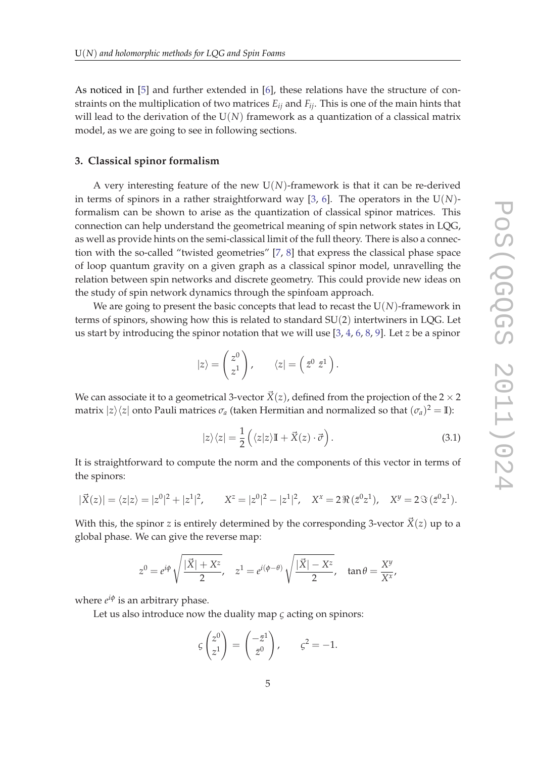As noticed in [5] and further extended in [6], these relations have the structure of constraints on the multiplication of two matrices $E_{ij}$ and $F_{ij}$. This is one of the main hints that will lead to the derivation of the $\mathrm{U}(N)$ framework as a quantization of a classical matrix model, as we are going to see in following sections.

## 3. Classical spinor formalism

A very interesting feature of the new $\mathrm{U}(N)$-framework is that it can be re-derived in terms of spinors in a rather straightforward way [3, 6]. The operators in the $\mathrm{U}(N)$-formalism can be shown to arise as the quantization of classical spinor matrices. This connection can help understand the geometrical meaning of spin network states in LQG, as well as provide hints on the semi-classical limit of the full theory. There is also a connection with the so-called "twisted geometries" [7, 8] that express the classical phase space of loop quantum gravity on a given graph as a classical spinor model, unravelling the relation between spin networks and discrete geometry. This could provide new ideas on the study of spin network dynamics through the spinfoam approach.

We are going to present the basic concepts that lead to recast the $\mathrm{U}(N)$-framework in terms of spinors, showing how this is related to standard $\mathrm{SU}(2)$ intertwiners in LQG. Let us start by introducing the spinor notation that we will use [3, 4, 6, 8, 9]. Let $z$ be a spinor

$$|z\rangle = \begin{pmatrix} z^0 \\ z^1 \end{pmatrix}, \qquad \langle z| = \begin{pmatrix} \bar{z}^0 & \bar{z}^1 \end{pmatrix}.$$

We can associate it to a geometrical 3-vector $\vec{X}(z)$, defined from the projection of the $2\times 2$ matrix $|z\rangle\langle z|$ onto Pauli matrices $\sigma_a$ (taken Hermitian and normalized so that $(\sigma_a)^2 = \mathbb{I}$):

$$|z\rangle\langle z| = \frac{1}{2}\left(\langle z|z\rangle \mathbb{I} + \vec{X}(z)\cdot\vec{\sigma}\right). \tag{3.1}$$

It is straightforward to compute the norm and the components of this vector in terms of the spinors:

$$|\vec{X}(z)| = \langle z|z\rangle = |z^0|^2 + |z^1|^2, \qquad X^z = |z^0|^2 - |z^1|^2, \quad X^x = 2\,\Re\,(\bar{z}^0 z^1), \quad X^y = 2\,\Im\,(\bar{z}^0 z^1).$$

With this, the spinor $z$ is entirely determined by the corresponding 3-vector $\vec{X}(z)$ up to a global phase. We can give the reverse map:

$$z^0 = e^{i\phi}\sqrt{\frac{|\vec{X}| + X^z}{2}}, \quad z^1 = e^{i(\phi-\theta)}\sqrt{\frac{|\vec{X}| - X^z}{2}}, \quad \tan\theta = \frac{X^y}{X^x},$$

where $e^{i\phi}$ is an arbitrary phase.

Let us also introduce now the duality map $\varsigma$ acting on spinors:

$$\varsigma \begin{pmatrix} z^0 \\ z^1 \end{pmatrix} = \begin{pmatrix} -\bar{z}^1 \\ \bar{z}^0 \end{pmatrix}, \qquad \varsigma^2 = -1.$$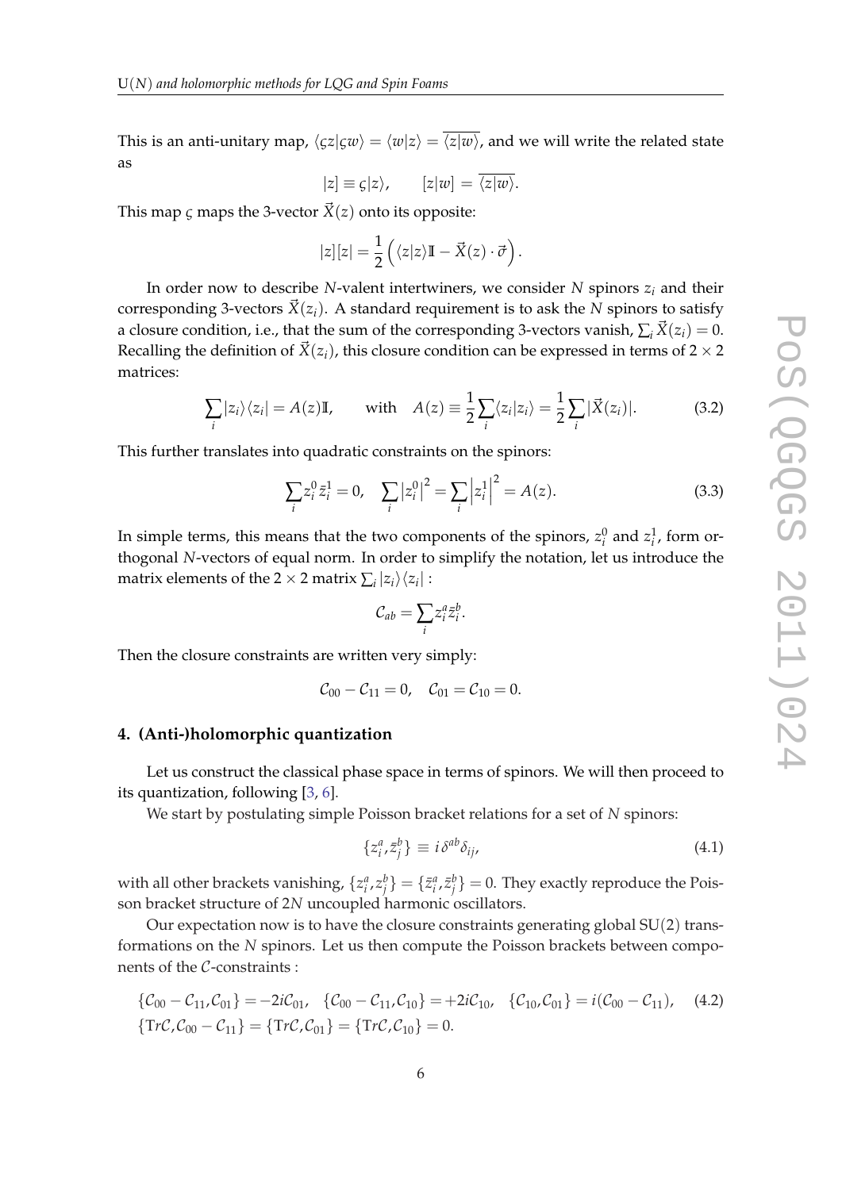This is an anti-unitary map, $\langle \varsigma z | \varsigma w \rangle = \langle w | z \rangle = \overline{\langle z | w \rangle}$, and we will write the related state as

$$|z] \equiv \varsigma |z\rangle, \qquad [z|w] = \overline{\langle z|w\rangle}.$$

This map $\varsigma$ maps the 3-vector $\vec{X}(z)$ onto its opposite:

$$|z][z| = \frac{1}{2}\left(\langle z|z\rangle \mathbb{I} - \vec{X}(z)\cdot\vec{\sigma}\right).$$

In order now to describe $N$-valent intertwiners, we consider $N$ spinors $z_i$ and their corresponding 3-vectors $\vec{X}(z_i)$. A standard requirement is to ask the $N$ spinors to satisfy a closure condition, i.e., that the sum of the corresponding 3-vectors vanish, $\sum_i \vec{X}(z_i) = 0$. Recalling the definition of $\vec{X}(z_i)$, this closure condition can be expressed in terms of $2\times 2$ matrices:

$$\sum_i |z_i\rangle\langle z_i| = A(z)\mathbb{I}, \qquad \text{with} \quad A(z) \equiv \frac{1}{2}\sum_i \langle z_i|z_i\rangle = \frac{1}{2}\sum_i |\vec{X}(z_i)|. \tag{3.2}$$

This further translates into quadratic constraints on the spinors:

$$\sum_i z_i^0 \bar{z}_i^1 = 0, \quad \sum_i \left|z_i^0\right|^2 = \sum_i \left|z_i^1\right|^2 = A(z). \tag{3.3}$$

In simple terms, this means that the two components of the spinors, $z_i^0$ and $z_i^1$, form orthogonal $N$-vectors of equal norm. In order to simplify the notation, let us introduce the matrix elements of the $2\times 2$ matrix $\sum_i |z_i\rangle\langle z_i|$ :

$$\mathcal{C}_{ab} = \sum_i z_i^a \bar{z}_i^b.$$

Then the closure constraints are written very simply:

$$\mathcal{C}_{00} - \mathcal{C}_{11} = 0, \quad \mathcal{C}_{01} = \mathcal{C}_{10} = 0.$$

## 4. (Anti-)holomorphic quantization

Let us construct the classical phase space in terms of spinors. We will then proceed to its quantization, following [3, 6].

We start by postulating simple Poisson bracket relations for a set of $N$ spinors:

$$\{z_i^a, \bar{z}_j^b\} \equiv i\,\delta^{ab}\delta_{ij}, \tag{4.1}$$

with all other brackets vanishing, $\{z_i^a, z_j^b\} = \{\bar{z}_i^a, \bar{z}_j^b\} = 0$. They exactly reproduce the Poisson bracket structure of $2N$ uncoupled harmonic oscillators.

Our expectation now is to have the closure constraints generating global $\mathrm{SU}(2)$ transformations on the $N$ spinors. Let us then compute the Poisson brackets between components of the $\mathcal{C}$-constraints :

$$\{\mathcal{C}_{00}-\mathcal{C}_{11}, \mathcal{C}_{01}\} = -2i\mathcal{C}_{01}, \quad \{\mathcal{C}_{00}-\mathcal{C}_{11}, \mathcal{C}_{10}\} = +2i\mathcal{C}_{10}, \quad \{\mathcal{C}_{10}, \mathcal{C}_{01}\} = i(\mathcal{C}_{00}-\mathcal{C}_{11}), \tag{4.2}$$
$$\{\mathrm{Tr}\mathcal{C}, \mathcal{C}_{00}-\mathcal{C}_{11}\} = \{\mathrm{Tr}\mathcal{C}, \mathcal{C}_{01}\} = \{\mathrm{Tr}\mathcal{C}, \mathcal{C}_{10}\} = 0.$$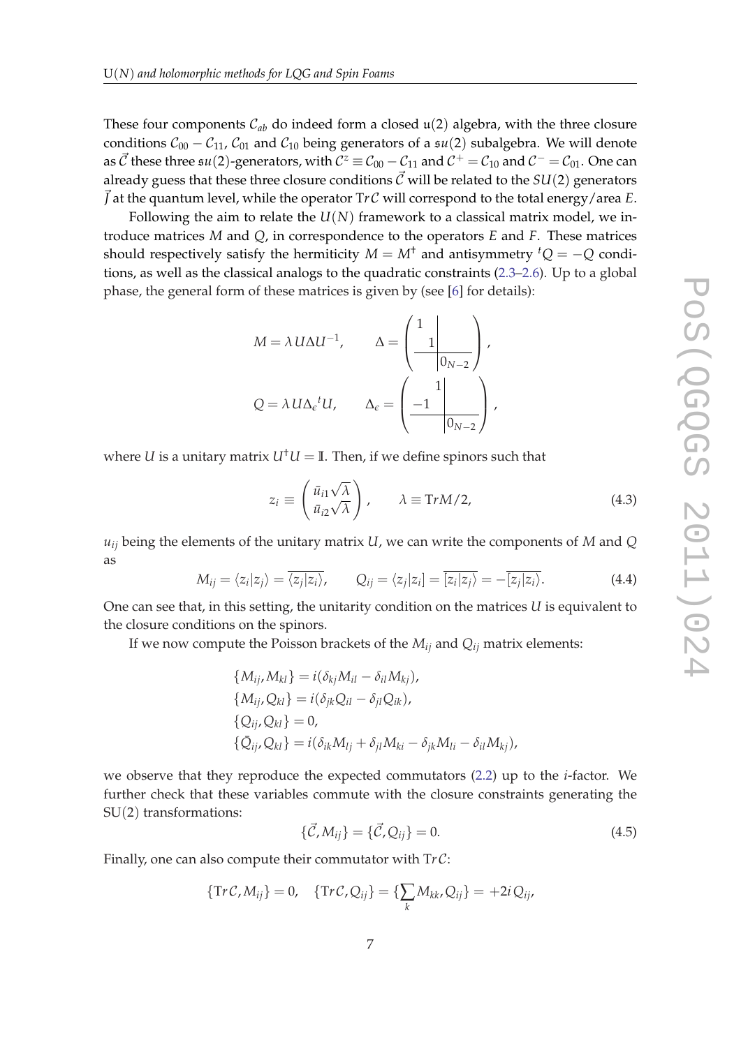These four components $\mathcal{C}_{ab}$ do indeed form a closed $\mathfrak{u}(2)$ algebra, with the three closure conditions $\mathcal{C}_{00} - \mathcal{C}_{11}$, $\mathcal{C}_{01}$ and $\mathcal{C}_{10}$ being generators of a $\mathfrak{su}(2)$ subalgebra. We will denote as $\vec{\mathcal{C}}$ these three $\mathfrak{su}(2)$-generators, with $\mathcal{C}^z \equiv \mathcal{C}_{00} - \mathcal{C}_{11}$ and $\mathcal{C}^+ = \mathcal{C}_{10}$ and $\mathcal{C}^- = \mathcal{C}_{01}$. One can already guess that these three closure conditions $\vec{\mathcal{C}}$ will be related to the $SU(2)$ generators $\vec{J}$ at the quantum level, while the operator $\mathrm{Tr}\,\mathcal{C}$ will correspond to the total energy/area $E$.

Following the aim to relate the $U(N)$ framework to a classical matrix model, we introduce matrices $M$ and $Q$, in correspondence to the operators $E$ and $F$. These matrices should respectively satisfy the hermiticity $M = M^\dagger$ and antisymmetry ${}^tQ = -Q$ conditions, as well as the classical analogs to the quadratic constraints (2.3–2.6). Up to a global phase, the general form of these matrices is given by (see [6] for details):

$$
M = \lambda\, U \Delta U^{-1}, \qquad \Delta = \left(\begin{array}{cc|c} 1 & & \\ & 1 & \\ \hline & & 0_{N-2} \end{array}\right),
$$

$$
Q = \lambda\, U \Delta_\epsilon {}^tU, \qquad \Delta_\epsilon = \left(\begin{array}{cc|c} & 1 & \\ -1 & & \\ \hline & & 0_{N-2} \end{array}\right),
$$

where $U$ is a unitary matrix $U^\dagger U = \mathbb{I}$. Then, if we define spinors such that

$$
z_i \equiv \begin{pmatrix} \bar{u}_{i1}\sqrt{\lambda} \\ \bar{u}_{i2}\sqrt{\lambda} \end{pmatrix}, \qquad \lambda \equiv \mathrm{Tr}M/2, \tag{4.3}
$$

$u_{ij}$ being the elements of the unitary matrix $U$, we can write the components of $M$ and $Q$ as

$$
M_{ij} = \langle z_i | z_j \rangle = \overline{\langle z_j | z_i \rangle}, \qquad Q_{ij} = \langle z_j | z_i ] = \overline{[z_i | z_j \rangle} = -\overline{[z_j | z_i \rangle}. \tag{4.4}
$$

One can see that, in this setting, the unitarity condition on the matrices $U$ is equivalent to the closure conditions on the spinors.

If we now compute the Poisson brackets of the $M_{ij}$ and $Q_{ij}$ matrix elements:

$$
\begin{aligned}
&\{M_{ij}, M_{kl}\} = i(\delta_{kj} M_{il} - \delta_{il} M_{kj}), \\
&\{M_{ij}, Q_{kl}\} = i(\delta_{jk} Q_{il} - \delta_{jl} Q_{ik}), \\
&\{Q_{ij}, Q_{kl}\} = 0, \\
&\{\bar{Q}_{ij}, Q_{kl}\} = i(\delta_{ik} M_{lj} + \delta_{jl} M_{ki} - \delta_{jk} M_{li} - \delta_{il} M_{kj}),
\end{aligned}
$$

we observe that they reproduce the expected commutators (2.2) up to the $i$-factor. We further check that these variables commute with the closure constraints generating the SU(2) transformations:

$$
\{\vec{\mathcal{C}}, M_{ij}\} = \{\vec{\mathcal{C}}, Q_{ij}\} = 0. \tag{4.5}
$$

Finally, one can also compute their commutator with $\mathrm{Tr}\,\mathcal{C}$:

$$
\{\mathrm{Tr}\,\mathcal{C}, M_{ij}\} = 0, \quad \{\mathrm{Tr}\,\mathcal{C}, Q_{ij}\} = \{\sum_k M_{kk}, Q_{ij}\} = +2i\, Q_{ij},
$$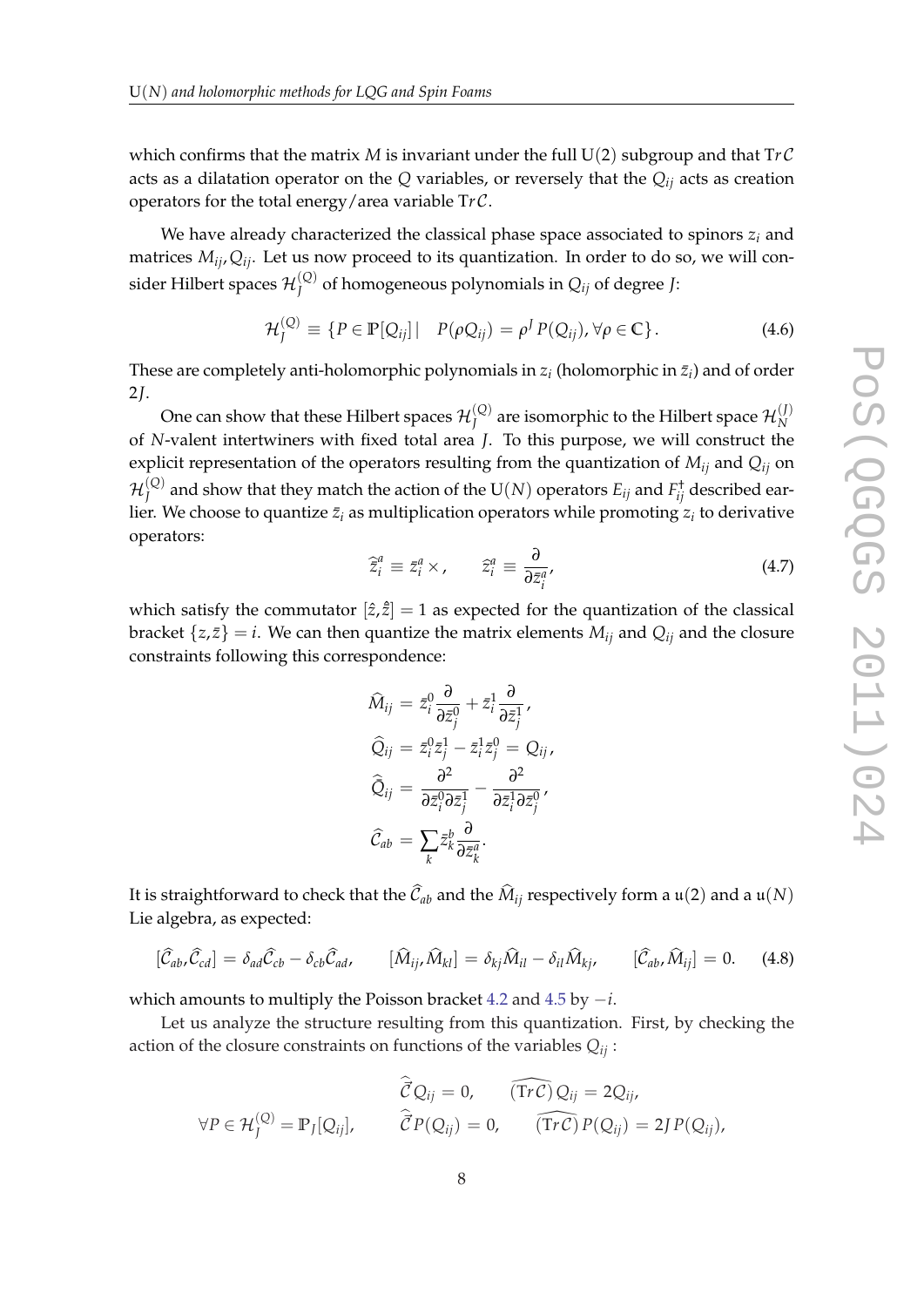which confirms that the matrix $M$ is invariant under the full $\mathrm{U}(2)$ subgroup and that $\mathrm{T}r\mathcal{C}$ acts as a dilatation operator on the $Q$ variables, or reversely that the $Q_{ij}$ acts as creation operators for the total energy/area variable $\mathrm{T}r\mathcal{C}$.

We have already characterized the classical phase space associated to spinors $z_i$ and matrices $M_{ij}, Q_{ij}$. Let us now proceed to its quantization. In order to do so, we will consider Hilbert spaces $\mathcal{H}_J^{(Q)}$ of homogeneous polynomials in $Q_{ij}$ of degree $J$:

$$\mathcal{H}_J^{(Q)} \equiv \{P \in \mathbb{P}[Q_{ij}] | \quad P(\rho Q_{ij}) = \rho^J P(Q_{ij}), \forall \rho \in \mathbb{C}\}. \tag{4.6}$$

These are completely anti-holomorphic polynomials in $z_i$ (holomorphic in $\bar{z}_i$) and of order $2J$.

One can show that these Hilbert spaces $\mathcal{H}_J^{(Q)}$ are isomorphic to the Hilbert space $\mathcal{H}_N^{(J)}$ of $N$-valent intertwiners with fixed total area $J$. To this purpose, we will construct the explicit representation of the operators resulting from the quantization of $M_{ij}$ and $Q_{ij}$ on $\mathcal{H}_J^{(Q)}$ and show that they match the action of the $\mathrm{U}(N)$ operators $E_{ij}$ and $F_{ij}^\dagger$ described earlier. We choose to quantize $\bar{z}_i$ as multiplication operators while promoting $z_i$ to derivative operators:

$$\widehat{\bar{z}}_i^a \equiv \bar{z}_i^a \times, \qquad \widehat{z}_i^a \equiv \frac{\partial}{\partial \bar{z}_i^a}, \tag{4.7}$$

which satisfy the commutator $[\hat{z}, \hat{\bar{z}}] = 1$ as expected for the quantization of the classical bracket $\{z, \bar{z}\} = i$. We can then quantize the matrix elements $M_{ij}$ and $Q_{ij}$ and the closure constraints following this correspondence:

$$\begin{aligned}
\widehat{M}_{ij} &= \bar{z}_i^0 \frac{\partial}{\partial \bar{z}_j^0} + \bar{z}_i^1 \frac{\partial}{\partial \bar{z}_j^1}, \\
\widehat{Q}_{ij} &= \bar{z}_i^0 \bar{z}_j^1 - \bar{z}_i^1 \bar{z}_j^0 = Q_{ij}, \\
\widehat{\bar{Q}}_{ij} &= \frac{\partial^2}{\partial \bar{z}_i^0 \partial \bar{z}_j^1} - \frac{\partial^2}{\partial \bar{z}_i^1 \partial \bar{z}_j^0}, \\
\widehat{\mathcal{C}}_{ab} &= \sum_k \bar{z}_k^b \frac{\partial}{\partial \bar{z}_k^a}.
\end{aligned}$$

It is straightforward to check that the $\widehat{\mathcal{C}}_{ab}$ and the $\widehat{M}_{ij}$ respectively form a $\mathfrak{u}(2)$ and a $\mathfrak{u}(N)$ Lie algebra, as expected:

$$[\widehat{\mathcal{C}}_{ab}, \widehat{\mathcal{C}}_{cd}] = \delta_{ad}\widehat{\mathcal{C}}_{cb} - \delta_{cb}\widehat{\mathcal{C}}_{ad}, \qquad [\widehat{M}_{ij}, \widehat{M}_{kl}] = \delta_{kj}\widehat{M}_{il} - \delta_{il}\widehat{M}_{kj}, \qquad [\widehat{\mathcal{C}}_{ab}, \widehat{M}_{ij}] = 0. \tag{4.8}$$

which amounts to multiply the Poisson bracket 4.2 and 4.5 by $-i$.

Let us analyze the structure resulting from this quantization. First, by checking the action of the closure constraints on functions of the variables $Q_{ij}$ :

$$\begin{aligned}
& \widehat{\vec{\mathcal{C}}} Q_{ij} = 0, \qquad \widehat{(\mathrm{T}r\mathcal{C})}\, Q_{ij} = 2Q_{ij}, \\
\forall P \in \mathcal{H}_J^{(Q)} = \mathbb{P}_J[Q_{ij}], \qquad & \widehat{\vec{\mathcal{C}}} P(Q_{ij}) = 0, \qquad \widehat{(\mathrm{T}r\mathcal{C})}\, P(Q_{ij}) = 2J\, P(Q_{ij}),
\end{aligned}$$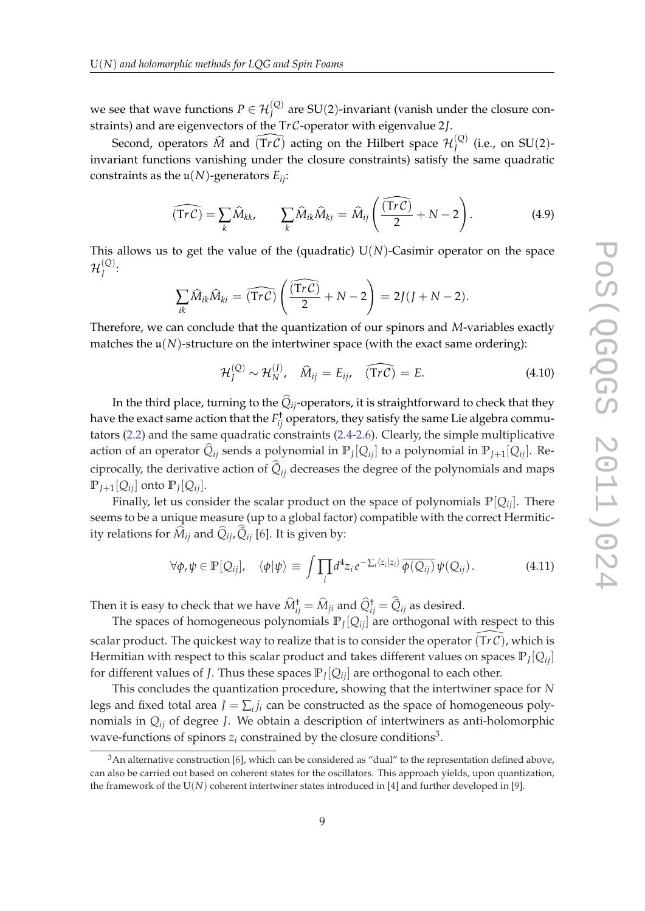we see that wave functions $P \in \mathcal{H}_J^{(Q)}$ are SU(2)-invariant (vanish under the closure constraints) and are eigenvectors of the $\text{T}r\mathcal{C}$-operator with eigenvalue $2J$.

Second, operators $\widehat{M}$ and $\widehat{(\text{Tr}\mathcal{C})}$ acting on the Hilbert space $\mathcal{H}_J^{(Q)}$ (i.e., on SU(2)-invariant functions vanishing under the closure constraints) satisfy the same quadratic constraints as the $\mathfrak{u}(N)$-generators $E_{ij}$:

$$\widehat{(\text{T}r\mathcal{C})} = \sum_k \widehat{M}_{kk}, \qquad \sum_k \widehat{M}_{ik}\widehat{M}_{kj} = \widehat{M}_{ij}\left(\frac{\widehat{(\text{T}r\mathcal{C})}}{2} + N - 2\right). \tag{4.9}$$

This allows us to get the value of the (quadratic) U($N$)-Casimir operator on the space $\mathcal{H}_J^{(Q)}$:

$$\sum_{ik} \widehat{M}_{ik}\widehat{M}_{ki} = \widehat{(\text{T}r\mathcal{C})}\left(\frac{\widehat{(\text{T}r\mathcal{C})}}{2} + N - 2\right) = 2J(J + N - 2).$$

Therefore, we can conclude that the quantization of our spinors and $M$-variables exactly matches the $\mathfrak{u}(N)$-structure on the intertwiner space (with the exact same ordering):

$$\mathcal{H}_J^{(Q)} \sim \mathcal{H}_N^{(J)}, \quad \widehat{M}_{ij} = E_{ij}, \quad \widehat{(\text{T}r\mathcal{C})} = E. \tag{4.10}$$

In the third place, turning to the $\widehat{Q}_{ij}$-operators, it is straightforward to check that they have the exact same action that the $F_{ij}^{\dagger}$ operators, they satisfy the same Lie algebra commutators (2.2) and the same quadratic constraints (2.4-2.6). Clearly, the simple multiplicative action of an operator $\widehat{Q}_{ij}$ sends a polynomial in $\mathbb{P}_J[Q_{ij}]$ to a polynomial in $\mathbb{P}_{J+1}[Q_{ij}]$. Reciprocally, the derivative action of $\widehat{\bar{Q}}_{ij}$ decreases the degree of the polynomials and maps $\mathbb{P}_{J+1}[Q_{ij}]$ onto $\mathbb{P}_J[Q_{ij}]$.

Finally, let us consider the scalar product on the space of polynomials $\mathbb{P}[Q_{ij}]$. There seems to be a unique measure (up to a global factor) compatible with the correct Hermiticity relations for $\widehat{M}_{ij}$ and $\widehat{Q}_{ij}, \widehat{\bar{Q}}_{ij}$ [6]. It is given by:

$$\forall \phi, \psi \in \mathbb{P}[Q_{ij}], \quad \langle \phi | \psi \rangle \equiv \int \prod_i d^4 z_i \, e^{-\sum_i \langle z_i | z_i \rangle} \, \overline{\phi(Q_{ij})} \, \psi(Q_{ij}) \,. \tag{4.11}$$

Then it is easy to check that we have $\widehat{M}_{ij}^{\dagger} = \widehat{M}_{ji}$ and $\widehat{Q}_{ij}^{\dagger} = \widehat{\bar{Q}}_{ij}$ as desired.

The spaces of homogeneous polynomials $\mathbb{P}_J[Q_{ij}]$ are orthogonal with respect to this scalar product. The quickest way to realize that is to consider the operator $\widehat{(\text{T}r\mathcal{C})}$, which is Hermitian with respect to this scalar product and takes different values on spaces $\mathbb{P}_J[Q_{ij}]$ for different values of $J$. Thus these spaces $\mathbb{P}_J[Q_{ij}]$ are orthogonal to each other.

This concludes the quantization procedure, showing that the intertwiner space for $N$ legs and fixed total area $J = \sum_i j_i$ can be constructed as the space of homogeneous polynomials in $Q_{ij}$ of degree $J$. We obtain a description of intertwiners as anti-holomorphic wave-functions of spinors $z_i$ constrained by the closure conditions[3].

[3] An alternative construction [6], which can be considered as "dual" to the representation defined above, can also be carried out based on coherent states for the oscillators. This approach yields, upon quantization, the framework of the U($N$) coherent intertwiner states introduced in [4] and further developed in [9].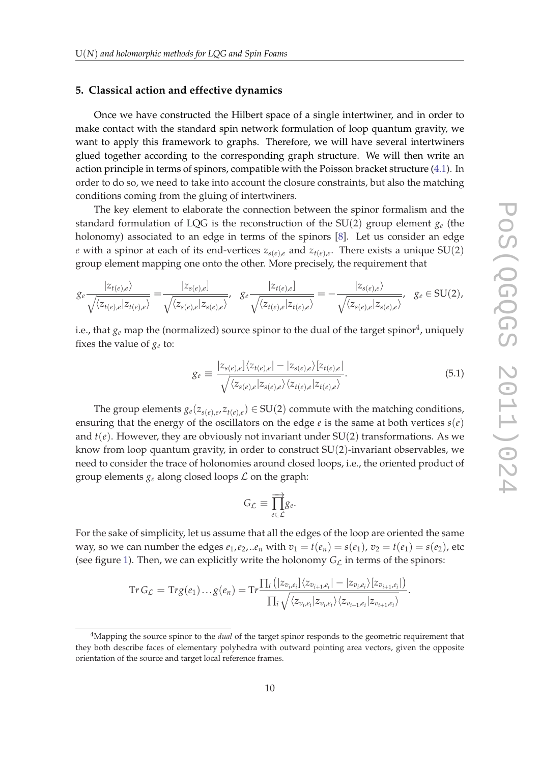## 5. Classical action and effective dynamics

Once we have constructed the Hilbert space of a single intertwiner, and in order to make contact with the standard spin network formulation of loop quantum gravity, we want to apply this framework to graphs. Therefore, we will have several intertwiners glued together according to the corresponding graph structure. We will then write an action principle in terms of spinors, compatible with the Poisson bracket structure (4.1). In order to do so, we need to take into account the closure constraints, but also the matching conditions coming from the gluing of intertwiners.

The key element to elaborate the connection between the spinor formalism and the standard formulation of LQG is the reconstruction of the SU(2) group element $g_e$ (the holonomy) associated to an edge in terms of the spinors [8]. Let us consider an edge $e$ with a spinor at each of its end-vertices $z_{s(e),e}$ and $z_{t(e),e}$. There exists a unique SU(2) group element mapping one onto the other. More precisely, the requirement that

$$
g_e \frac{|z_{t(e),e}\rangle}{\sqrt{\langle z_{t(e),e}|z_{t(e),e}\rangle}} = \frac{|z_{s(e),e}]}{\sqrt{\langle z_{s(e),e}|z_{s(e),e}\rangle}}, \quad g_e \frac{|z_{t(e),e}]}{\sqrt{\langle z_{t(e),e}|z_{t(e),e}\rangle}} = -\frac{|z_{s(e),e}\rangle}{\sqrt{\langle z_{s(e),e}|z_{s(e),e}\rangle}}, \quad g_e \in \mathrm{SU}(2),
$$

i.e., that $g_e$ map the (normalized) source spinor to the dual of the target spinor[4], uniquely fixes the value of $g_e$ to:

$$
g_e \equiv \frac{|z_{s(e),e}]\langle z_{t(e),e}| - |z_{s(e),e}\rangle [z_{t(e),e}|}{\sqrt{\langle z_{s(e),e}|z_{s(e),e}\rangle \langle z_{t(e),e}|z_{t(e),e}\rangle}}. \tag{5.1}
$$

The group elements $g_e(z_{s(e),e}, z_{t(e),e}) \in \mathrm{SU}(2)$ commute with the matching conditions, ensuring that the energy of the oscillators on the edge $e$ is the same at both vertices $s(e)$ and $t(e)$. However, they are obviously not invariant under SU(2) transformations. As we know from loop quantum gravity, in order to construct SU(2)-invariant observables, we need to consider the trace of holonomies around closed loops, i.e., the oriented product of group elements $g_e$ along closed loops $\mathcal{L}$ on the graph:

$$
G_{\mathcal{L}} \equiv \overrightarrow{\prod_{e \in \mathcal{L}}} g_e.
$$

For the sake of simplicity, let us assume that all the edges of the loop are oriented the same way, so we can number the edges $e_1, e_2, ..e_n$ with $v_1 = t(e_n) = s(e_1)$, $v_2 = t(e_1) = s(e_2)$, etc (see figure 1). Then, we can explicitly write the holonomy $G_{\mathcal{L}}$ in terms of the spinors:

$$
\mathrm{Tr}\, G_{\mathcal{L}} = \mathrm{Tr} g(e_1) \dots g(e_n) = \mathrm{Tr} \frac{\prod_i \left( |z_{v_i,e_i}]\langle z_{v_{i+1},e_i}| - |z_{v_i,e_i}\rangle [z_{v_{i+1},e_i}| \right)}{\prod_i \sqrt{\langle z_{v_i,e_i}|z_{v_i,e_i}\rangle \langle z_{v_{i+1},e_i}|z_{v_{i+1},e_i}\rangle}}.
$$

[4] Mapping the source spinor to the *dual* of the target spinor responds to the geometric requirement that they both describe faces of elementary polyhedra with outward pointing area vectors, given the opposite orientation of the source and target local reference frames.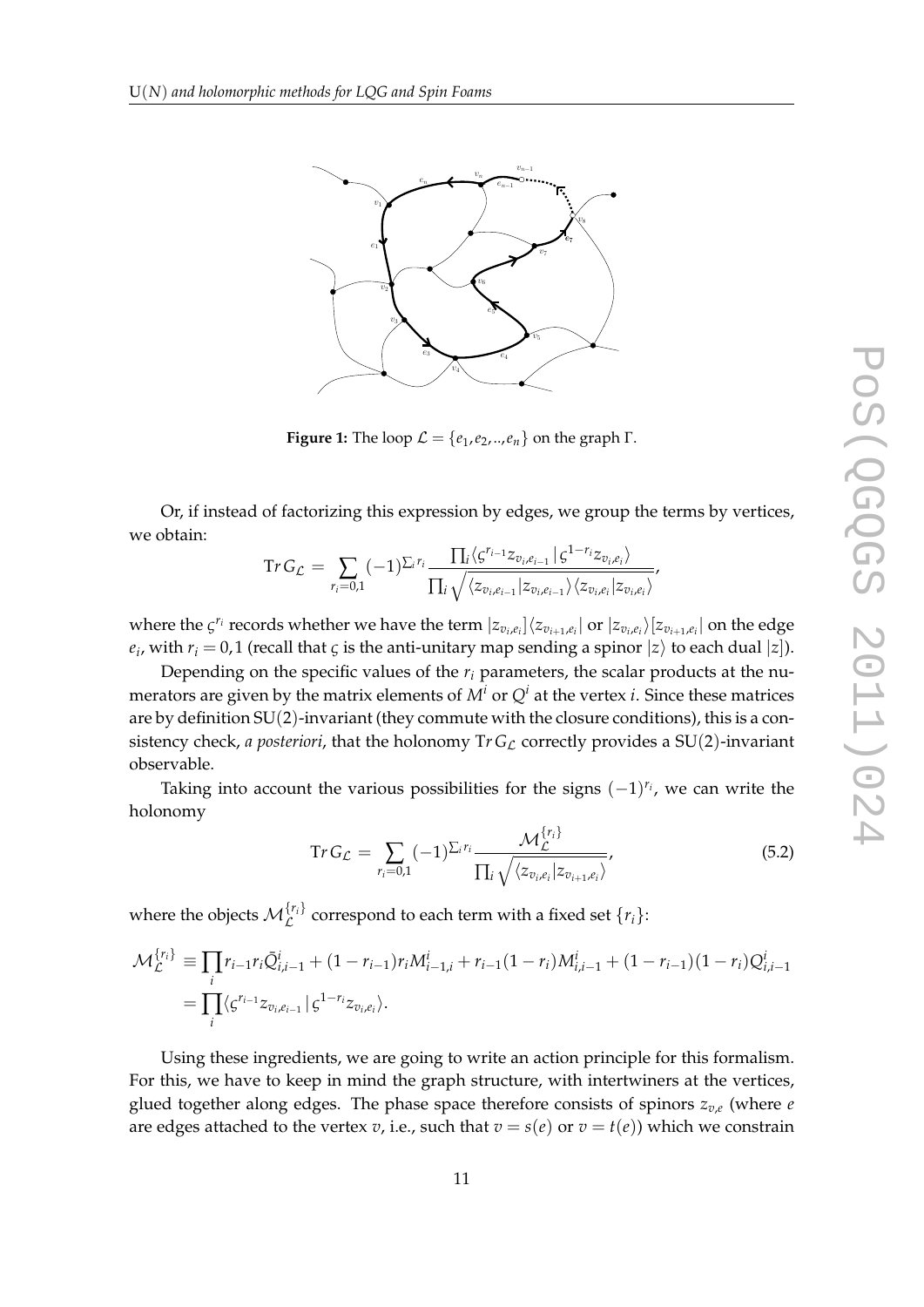**Figure 1:** The loop $\mathcal{L} = \{e_1, e_2, .., e_n\}$ on the graph $\Gamma$.

Or, if instead of factorizing this expression by edges, we group the terms by vertices, we obtain:

$$\mathrm{Tr}\, G_{\mathcal{L}} = \sum_{r_i=0,1} (-1)^{\sum_i r_i} \frac{\prod_i \langle \varsigma^{r_{i-1}} z_{v_i,e_{i-1}} | \varsigma^{1-r_i} z_{v_i,e_i} \rangle}{\prod_i \sqrt{\langle z_{v_i,e_{i-1}} | z_{v_i,e_{i-1}} \rangle \langle z_{v_i,e_i} | z_{v_i,e_i} \rangle}},$$

where the $\varsigma^{r_i}$ records whether we have the term $|z_{v_i,e_i}]\langle z_{v_{i+1},e_i}|$ or $|z_{v_i,e_i}\rangle[z_{v_{i+1},e_i}|$ on the edge $e_i$, with $r_i = 0,1$ (recall that $\varsigma$ is the anti-unitary map sending a spinor $|z\rangle$ to each dual $|z]$).

Depending on the specific values of the $r_i$ parameters, the scalar products at the numerators are given by the matrix elements of $M^i$ or $Q^i$ at the vertex $i$. Since these matrices are by definition SU(2)-invariant (they commute with the closure conditions), this is a consistency check, *a posteriori*, that the holonomy $\mathrm{Tr}\, G_{\mathcal{L}}$ correctly provides a SU(2)-invariant observable.

Taking into account the various possibilities for the signs $(-1)^{r_i}$, we can write the holonomy

$$\mathrm{Tr}\, G_{\mathcal{L}} = \sum_{r_i=0,1} (-1)^{\sum_i r_i} \frac{\mathcal{M}_{\mathcal{L}}^{\{r_i\}}}{\prod_i \sqrt{\langle z_{v_i,e_i} | z_{v_{i+1},e_i} \rangle}}, \tag{5.2}$$

where the objects $\mathcal{M}_{\mathcal{L}}^{\{r_i\}}$ correspond to each term with a fixed set $\{r_i\}$:

$$\begin{aligned}
\mathcal{M}_{\mathcal{L}}^{\{r_i\}} &\equiv \prod_i r_{i-1} r_i \bar{Q}^i_{i,i-1} + (1-r_{i-1}) r_i M^i_{i-1,i} + r_{i-1}(1-r_i) M^i_{i,i-1} + (1-r_{i-1})(1-r_i) Q^i_{i,i-1} \\
&= \prod_i \langle \varsigma^{r_{i-1}} z_{v_i,e_{i-1}} | \varsigma^{1-r_i} z_{v_i,e_i} \rangle.
\end{aligned}$$

Using these ingredients, we are going to write an action principle for this formalism. For this, we have to keep in mind the graph structure, with intertwiners at the vertices, glued together along edges. The phase space therefore consists of spinors $z_{v,e}$ (where $e$ are edges attached to the vertex $v$, i.e., such that $v = s(e)$ or $v = t(e)$) which we constrain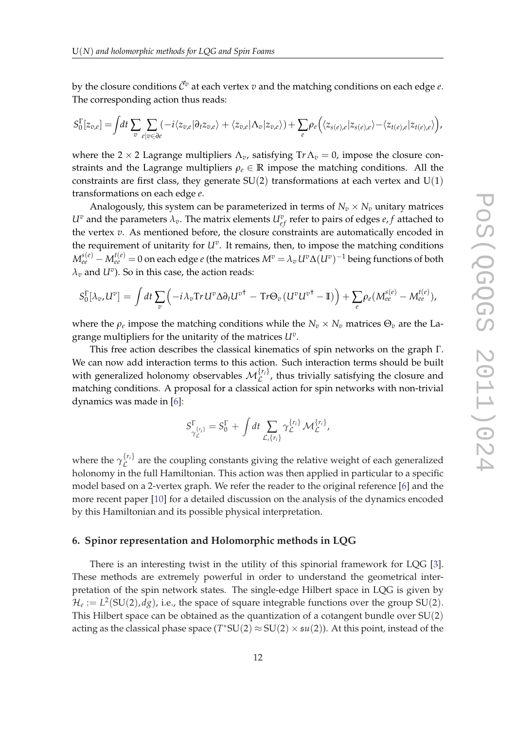by the closure conditions $\vec{\mathcal{C}}^v$ at each vertex $v$ and the matching conditions on each edge $e$. The corresponding action thus reads:

$$S_0^\Gamma[z_{v,e}] = \int dt \sum_v \sum_{e|v\in\partial e} \left(-i\langle z_{v,e}|\partial_t z_{v,e}\rangle + \langle z_{v,e}|\Lambda_v|z_{v,e}\rangle\right) + \sum_e \rho_e \Big(\langle z_{s(e),e}|z_{s(e),e}\rangle - \langle z_{t(e),e}|z_{t(e),e}\rangle\Big),$$

where the $2\times 2$ Lagrange multipliers $\Lambda_v$, satisfying $\mathrm{Tr}\,\Lambda_v = 0$, impose the closure constraints and the Lagrange multipliers $\rho_e \in \mathbb{R}$ impose the matching conditions. All the constraints are first class, they generate $\mathrm{SU}(2)$ transformations at each vertex and $\mathrm{U}(1)$ transformations on each edge $e$.

Analogously, this system can be parameterized in terms of $N_v \times N_v$ unitary matrices $U^v$ and the parameters $\lambda_v$. The matrix elements $U^v_{ef}$ refer to pairs of edges $e, f$ attached to the vertex $v$. As mentioned before, the closure constraints are automatically encoded in the requirement of unitarity for $U^v$. It remains, then, to impose the matching conditions $M^{s(e)}_{ee} - M^{t(e)}_{ee} = 0$ on each edge $e$ (the matrices $M^v = \lambda_v U^v \Delta (U^v)^{-1}$ being functions of both $\lambda_v$ and $U^v$). So in this case, the action reads:

$$S_0^\Gamma[\lambda_v, U^v] = \int dt \sum_v \Big(-i\lambda_v \mathrm{Tr}\, U^v \Delta \partial_t U^{v\dagger} - \mathrm{Tr}\Theta_v\,(U^v U^{v\dagger} - \mathbb{I})\Big) + \sum_e \rho_e (M^{s(e)}_{ee} - M^{t(e)}_{ee}),$$

where the $\rho_e$ impose the matching conditions while the $N_v \times N_v$ matrices $\Theta_v$ are the Lagrange multipliers for the unitarity of the matrices $U^v$.

This free action describes the classical kinematics of spin networks on the graph $\Gamma$. We can now add interaction terms to this action. Such interaction terms should be built with generalized holonomy observables $\mathcal{M}^{\{r_i\}}_{\mathcal{L}}$, thus trivially satisfying the closure and matching conditions. A proposal for a classical action for spin networks with non-trivial dynamics was made in [6]:

$$S^\Gamma_{\gamma^{\{r_i\}}_{\mathcal{L}}} = S_0^\Gamma + \int dt \sum_{\mathcal{L},\{r_i\}} \gamma^{\{r_i\}}_{\mathcal{L}} \mathcal{M}^{\{r_i\}}_{\mathcal{L}},$$

where the $\gamma^{\{r_i\}}_{\mathcal{L}}$ are the coupling constants giving the relative weight of each generalized holonomy in the full Hamiltonian. This action was then applied in particular to a specific model based on a 2-vertex graph. We refer the reader to the original reference [6] and the more recent paper [10] for a detailed discussion on the analysis of the dynamics encoded by this Hamiltonian and its possible physical interpretation.

## 6. Spinor representation and Holomorphic methods in LQG

There is an interesting twist in the utility of this spinorial framework for LQG [3]. These methods are extremely powerful in order to understand the geometrical interpretation of the spin network states. The single-edge Hilbert space in LQG is given by $\mathcal{H}_e := L^2(\mathrm{SU}(2), dg)$, i.e., the space of square integrable functions over the group $\mathrm{SU}(2)$. This Hilbert space can be obtained as the quantization of a cotangent bundle over $\mathrm{SU}(2)$ acting as the classical phase space ($T^*\mathrm{SU}(2) \approx \mathrm{SU}(2) \times \mathfrak{su}(2)$). At this point, instead of the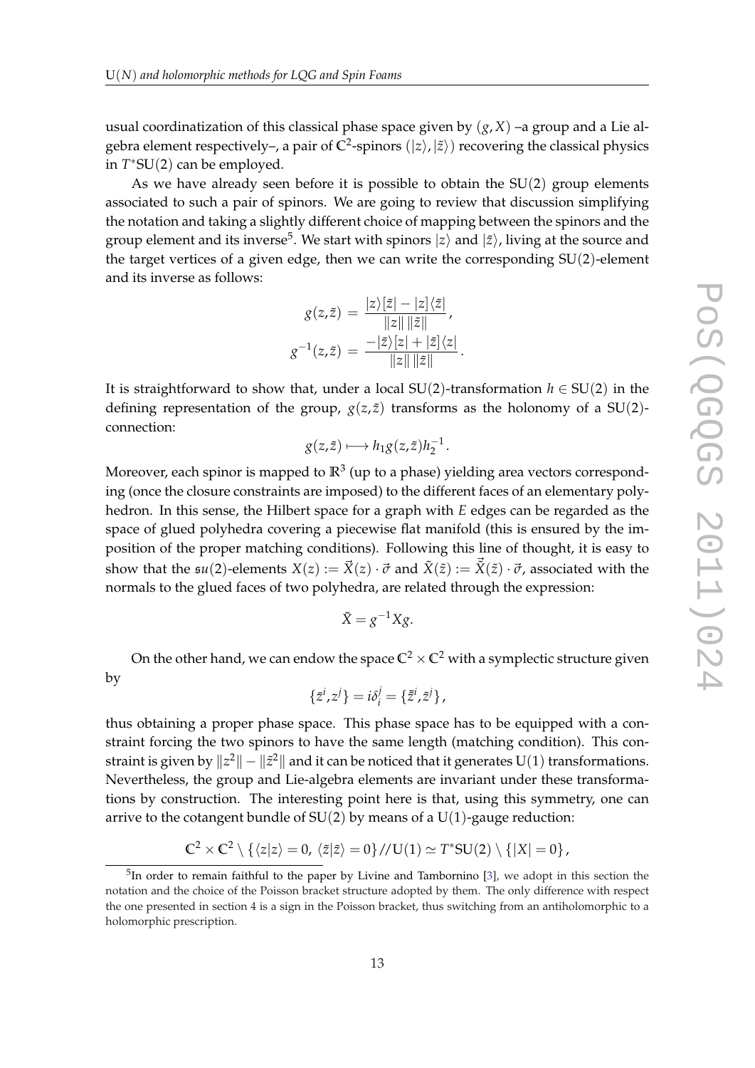usual coordinatization of this classical phase space given by $(g, X)$ –a group and a Lie algebra element respectively–, a pair of $\mathbb{C}^2$-spinors $(|z\rangle, |\tilde{z}\rangle)$ recovering the classical physics in $T^*\mathrm{SU}(2)$ can be employed.

As we have already seen before it is possible to obtain the $\mathrm{SU}(2)$ group elements associated to such a pair of spinors. We are going to review that discussion simplifying the notation and taking a slightly different choice of mapping between the spinors and the group element and its inverse[5]. We start with spinors $|z\rangle$ and $|\tilde{z}\rangle$, living at the source and the target vertices of a given edge, then we can write the corresponding $\mathrm{SU}(2)$-element and its inverse as follows:

$$g(z,\tilde{z}) = \frac{|z\rangle[\tilde{z}| - |z]\langle\tilde{z}|}{\|z\|\,\|\tilde{z}\|},$$

$$g^{-1}(z,\tilde{z}) = \frac{-|\tilde{z}\rangle[z| + |\tilde{z}]\langle z|}{\|z\|\,\|\tilde{z}\|}.$$

It is straightforward to show that, under a local $\mathrm{SU}(2)$-transformation $h \in \mathrm{SU}(2)$ in the defining representation of the group, $g(z,\tilde{z})$ transforms as the holonomy of a $\mathrm{SU}(2)$-connection:

$$g(z,\tilde{z}) \longmapsto h_1 g(z,\tilde{z}) h_2^{-1}.$$

Moreover, each spinor is mapped to $\mathbb{R}^3$ (up to a phase) yielding area vectors corresponding (once the closure constraints are imposed) to the different faces of an elementary polyhedron. In this sense, the Hilbert space for a graph with $E$ edges can be regarded as the space of glued polyhedra covering a piecewise flat manifold (this is ensured by the imposition of the proper matching conditions). Following this line of thought, it is easy to show that the $\mathfrak{su}(2)$-elements $X(z) := \vec{X}(z)\cdot\vec{\sigma}$ and $\tilde{X}(\tilde{z}) := \vec{\tilde{X}}(\tilde{z})\cdot\vec{\sigma}$, associated with the normals to the glued faces of two polyhedra, are related through the expression:

$$\tilde{X} = g^{-1} X g.$$

On the other hand, we can endow the space $\mathbb{C}^2 \times \mathbb{C}^2$ with a symplectic structure given by

$$\{\bar{z}^i, z^j\} = i\delta_i^j = \{\bar{\tilde{z}}^i, \tilde{z}^j\},$$

thus obtaining a proper phase space. This phase space has to be equipped with a constraint forcing the two spinors to have the same length (matching condition). This constraint is given by $\|z^2\| - \|\tilde{z}^2\|$ and it can be noticed that it generates $\mathrm{U}(1)$ transformations. Nevertheless, the group and Lie-algebra elements are invariant under these transformations by construction. The interesting point here is that, using this symmetry, one can arrive to the cotangent bundle of $\mathrm{SU}(2)$ by means of a $\mathrm{U}(1)$-gauge reduction:

$$\mathbb{C}^2 \times \mathbb{C}^2 \setminus \{\langle z|z\rangle = 0,\, \langle\tilde{z}|\tilde{z}\rangle = 0\} // \mathrm{U}(1) \simeq T^*\mathrm{SU}(2) \setminus \{|X| = 0\},$$

[5] In order to remain faithful to the paper by Livine and Tambornino [3], we adopt in this section the notation and the choice of the Poisson bracket structure adopted by them. The only difference with respect the one presented in section 4 is a sign in the Poisson bracket, thus switching from an antiholomorphic to a holomorphic prescription.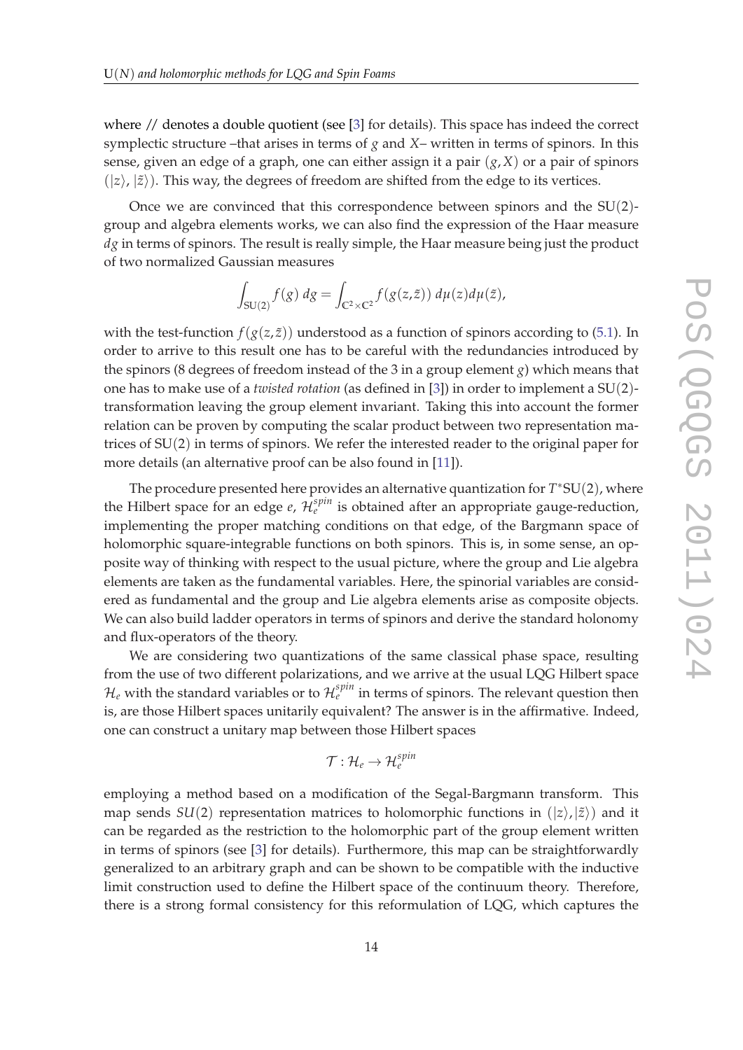where // denotes a double quotient (see [3] for details). This space has indeed the correct symplectic structure –that arises in terms of $g$ and $X$– written in terms of spinors. In this sense, given an edge of a graph, one can either assign it a pair $(g, X)$ or a pair of spinors $(|z\rangle, |\tilde{z}\rangle)$. This way, the degrees of freedom are shifted from the edge to its vertices.

Once we are convinced that this correspondence between spinors and the SU(2)-group and algebra elements works, we can also find the expression of the Haar measure $dg$ in terms of spinors. The result is really simple, the Haar measure being just the product of two normalized Gaussian measures

$$\int_{\mathrm{SU}(2)} f(g)\, dg = \int_{\mathbb{C}^2\times\mathbb{C}^2} f(g(z,\tilde{z}))\, d\mu(z) d\mu(\tilde{z}),$$

with the test-function $f(g(z,\tilde{z}))$ understood as a function of spinors according to (5.1). In order to arrive to this result one has to be careful with the redundancies introduced by the spinors (8 degrees of freedom instead of the 3 in a group element $g$) which means that one has to make use of a *twisted rotation* (as defined in [3]) in order to implement a SU(2)-transformation leaving the group element invariant. Taking this into account the former relation can be proven by computing the scalar product between two representation matrices of SU(2) in terms of spinors. We refer the interested reader to the original paper for more details (an alternative proof can be also found in [11]).

The procedure presented here provides an alternative quantization for $T^*\mathrm{SU}(2)$, where the Hilbert space for an edge $e$, $\mathcal{H}_e^{spin}$ is obtained after an appropriate gauge-reduction, implementing the proper matching conditions on that edge, of the Bargmann space of holomorphic square-integrable functions on both spinors. This is, in some sense, an opposite way of thinking with respect to the usual picture, where the group and Lie algebra elements are taken as the fundamental variables. Here, the spinorial variables are considered as fundamental and the group and Lie algebra elements arise as composite objects. We can also build ladder operators in terms of spinors and derive the standard holonomy and flux-operators of the theory.

We are considering two quantizations of the same classical phase space, resulting from the use of two different polarizations, and we arrive at the usual LQG Hilbert space $\mathcal{H}_e$ with the standard variables or to $\mathcal{H}_e^{spin}$ in terms of spinors. The relevant question then is, are those Hilbert spaces unitarily equivalent? The answer is in the affirmative. Indeed, one can construct a unitary map between those Hilbert spaces

$$\mathcal{T} : \mathcal{H}_e \to \mathcal{H}_e^{spin}$$

employing a method based on a modification of the Segal-Bargmann transform. This map sends $SU(2)$ representation matrices to holomorphic functions in $(|z\rangle, |\tilde{z}\rangle)$ and it can be regarded as the restriction to the holomorphic part of the group element written in terms of spinors (see [3] for details). Furthermore, this map can be straightforwardly generalized to an arbitrary graph and can be shown to be compatible with the inductive limit construction used to define the Hilbert space of the continuum theory. Therefore, there is a strong formal consistency for this reformulation of LQG, which captures the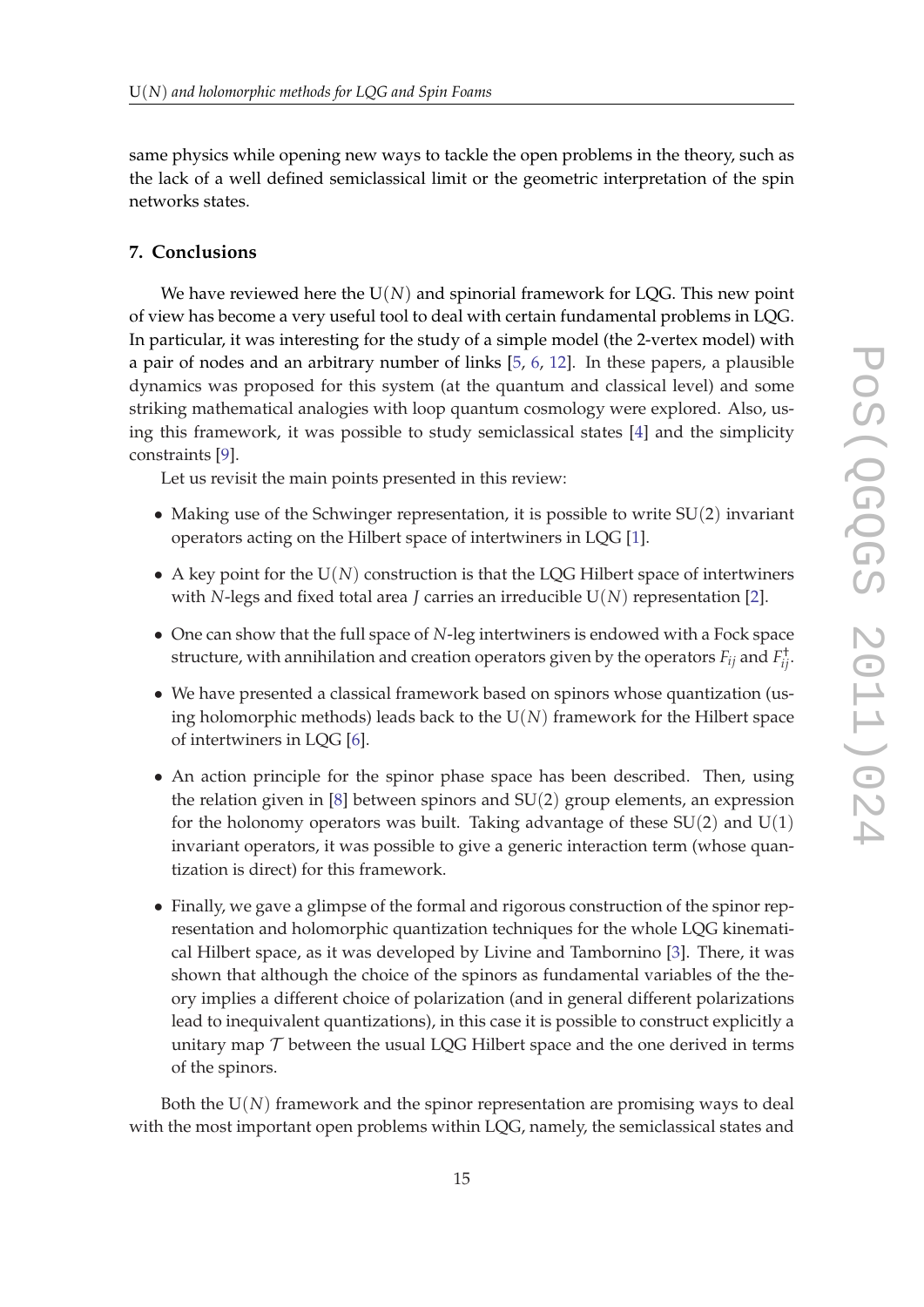same physics while opening new ways to tackle the open problems in the theory, such as the lack of a well defined semiclassical limit or the geometric interpretation of the spin networks states.

## 7. Conclusions

We have reviewed here the U($N$) and spinorial framework for LQG. This new point of view has become a very useful tool to deal with certain fundamental problems in LQG. In particular, it was interesting for the study of a simple model (the 2-vertex model) with a pair of nodes and an arbitrary number of links [5, 6, 12]. In these papers, a plausible dynamics was proposed for this system (at the quantum and classical level) and some striking mathematical analogies with loop quantum cosmology were explored. Also, using this framework, it was possible to study semiclassical states [4] and the simplicity constraints [9].

Let us revisit the main points presented in this review:

- Making use of the Schwinger representation, it is possible to write SU(2) invariant operators acting on the Hilbert space of intertwiners in LQG [1].
- A key point for the U($N$) construction is that the LQG Hilbert space of intertwiners with $N$-legs and fixed total area $J$ carries an irreducible U($N$) representation [2].
- One can show that the full space of $N$-leg intertwiners is endowed with a Fock space structure, with annihilation and creation operators given by the operators $F_{ij}$ and $F_{ij}^{\dagger}$.
- We have presented a classical framework based on spinors whose quantization (using holomorphic methods) leads back to the U($N$) framework for the Hilbert space of intertwiners in LQG [6].
- An action principle for the spinor phase space has been described. Then, using the relation given in [8] between spinors and SU(2) group elements, an expression for the holonomy operators was built. Taking advantage of these SU(2) and U(1) invariant operators, it was possible to give a generic interaction term (whose quantization is direct) for this framework.
- Finally, we gave a glimpse of the formal and rigorous construction of the spinor representation and holomorphic quantization techniques for the whole LQG kinematical Hilbert space, as it was developed by Livine and Tambornino [3]. There, it was shown that although the choice of the spinors as fundamental variables of the theory implies a different choice of polarization (and in general different polarizations lead to inequivalent quantizations), in this case it is possible to construct explicitly a unitary map $\mathcal{T}$ between the usual LQG Hilbert space and the one derived in terms of the spinors.

Both the U($N$) framework and the spinor representation are promising ways to deal with the most important open problems within LQG, namely, the semiclassical states and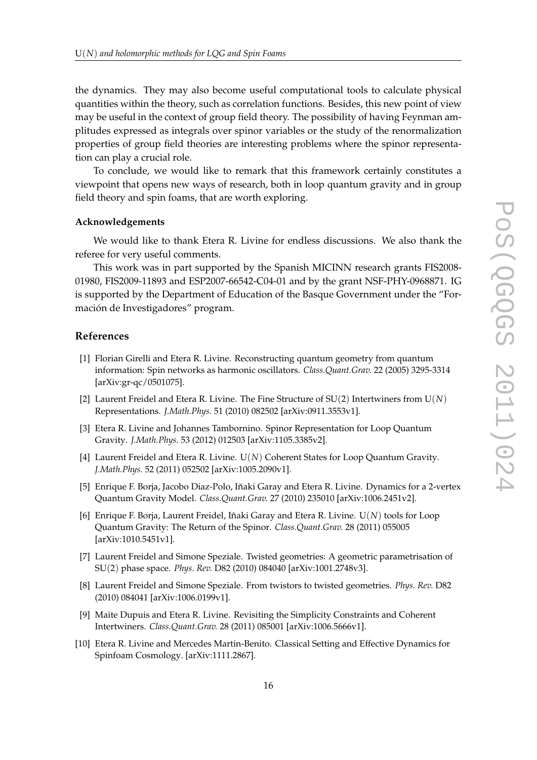the dynamics. They may also become useful computational tools to calculate physical quantities within the theory, such as correlation functions. Besides, this new point of view may be useful in the context of group field theory. The possibility of having Feynman amplitudes expressed as integrals over spinor variables or the study of the renormalization properties of group field theories are interesting problems where the spinor representation can play a crucial role.

To conclude, we would like to remark that this framework certainly constitutes a viewpoint that opens new ways of research, both in loop quantum gravity and in group field theory and spin foams, that are worth exploring.

### Acknowledgements

We would like to thank Etera R. Livine for endless discussions. We also thank the referee for very useful comments.

This work was in part supported by the Spanish MICINN research grants FIS2008-01980, FIS2009-11893 and ESP2007-66542-C04-01 and by the grant NSF-PHY-0968871. IG is supported by the Department of Education of the Basque Government under the "Formación de Investigadores" program.

## References

[1] Florian Girelli and Etera R. Livine. Reconstructing quantum geometry from quantum information: Spin networks as harmonic oscillators. *Class.Quant.Grav.* 22 (2005) 3295-3314 [arXiv:gr-qc/0501075].

[2] Laurent Freidel and Etera R. Livine. The Fine Structure of SU(2) Intertwiners from U($N$) Representations. *J.Math.Phys.* 51 (2010) 082502 [arXiv:0911.3553v1].

[3] Etera R. Livine and Johannes Tambornino. Spinor Representation for Loop Quantum Gravity. *J.Math.Phys.* 53 (2012) 012503 [arXiv:1105.3385v2].

[4] Laurent Freidel and Etera R. Livine. U($N$) Coherent States for Loop Quantum Gravity. *J.Math.Phys.* 52 (2011) 052502 [arXiv:1005.2090v1].

[5] Enrique F. Borja, Jacobo Diaz-Polo, Iñaki Garay and Etera R. Livine. Dynamics for a 2-vertex Quantum Gravity Model. *Class.Quant.Grav.* 27 (2010) 235010 [arXiv:1006.2451v2].

[6] Enrique F. Borja, Laurent Freidel, Iñaki Garay and Etera R. Livine. U($N$) tools for Loop Quantum Gravity: The Return of the Spinor. *Class.Quant.Grav.* 28 (2011) 055005 [arXiv:1010.5451v1].

[7] Laurent Freidel and Simone Speziale. Twisted geometries: A geometric parametrisation of SU(2) phase space. *Phys. Rev.* D82 (2010) 084040 [arXiv:1001.2748v3].

[8] Laurent Freidel and Simone Speziale. From twistors to twisted geometries. *Phys. Rev.* D82 (2010) 084041 [arXiv:1006.0199v1].

[9] Maite Dupuis and Etera R. Livine. Revisiting the Simplicity Constraints and Coherent Intertwiners. *Class.Quant.Grav.* 28 (2011) 085001 [arXiv:1006.5666v1].

[10] Etera R. Livine and Mercedes Martin-Benito. Classical Setting and Effective Dynamics for Spinfoam Cosmology. [arXiv:1111.2867].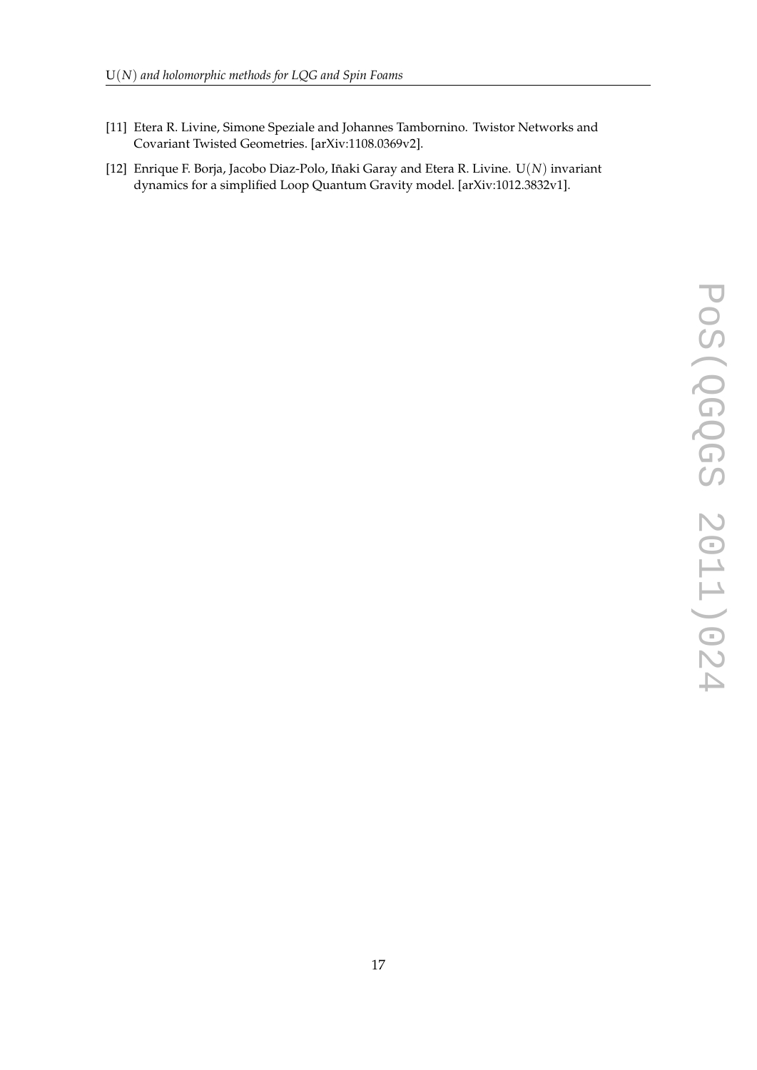[11] Etera R. Livine, Simone Speziale and Johannes Tambornino. Twistor Networks and Covariant Twisted Geometries. [arXiv:1108.0369v2].

[12] Enrique F. Borja, Jacobo Diaz-Polo, Iñaki Garay and Etera R. Livine. $\mathrm{U}(N)$ invariant dynamics for a simplified Loop Quantum Gravity model. [arXiv:1012.3832v1].